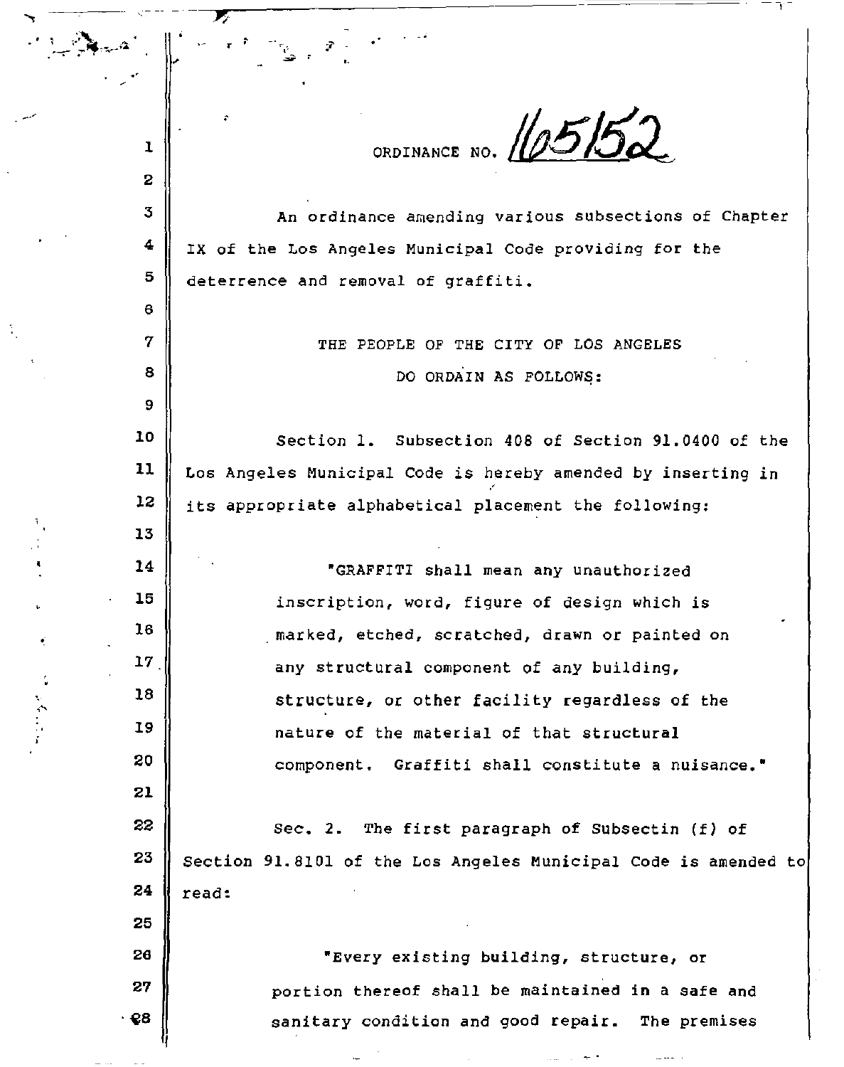ORDINANCE NO. 165152

An ordinance amending various subsections of Chapter IX of the Los Angeles Municipal Code providing for the deterrence and removal of graffiti.

THE PEOPLE OF THE CITY OF LOS ANGELES
DO ORDAIN AS FOLLOWS:

Section 1. Subsection 408 of Section 91.0400 of the Los Angeles Municipal Code is hereby amended by inserting in its appropriate alphabetical placement the following:

> "GRAFFITI shall mean any unauthorized inscription, word, figure of design which is marked, etched, scratched, drawn or painted on any structural component of any building, structure, or other facility regardless of the nature of the material of that structural component. Graffiti shall constitute a nuisance."

Sec. 2. The first paragraph of Subsectin (f) of Section 91.8101 of the Los Angeles Municipal Code is amended to read:

> "Every existing building, structure, or portion thereof shall be maintained in a safe and sanitary condition and good repair. The premises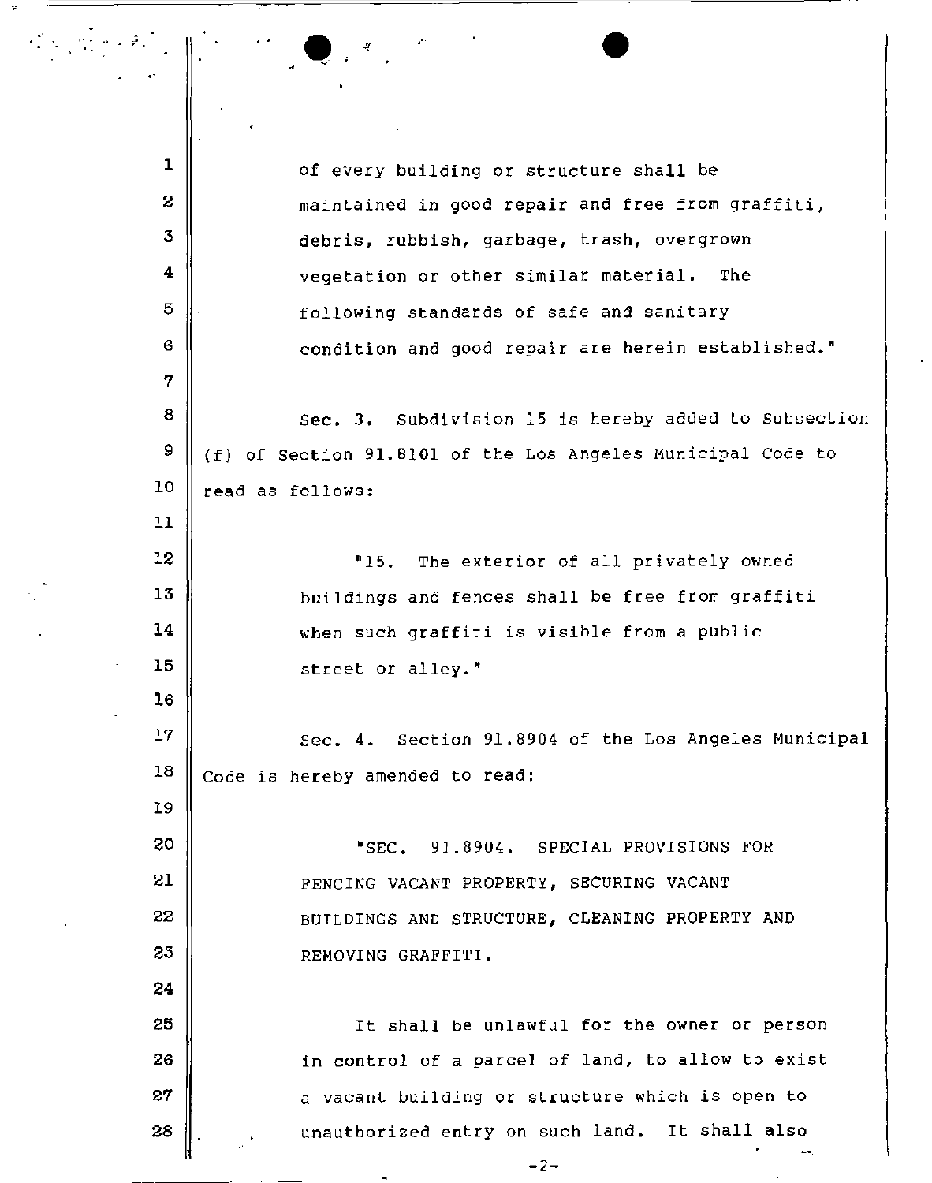of every building or structure shall be maintained in good repair and free from graffiti, debris, rubbish, garbage, trash, overgrown vegetation or other similar material. The following standards of safe and sanitary condition and good repair are herein established."

Sec. 3. Subdivision 15 is hereby added to Subsection (f) of Section 91.8101 of the Los Angeles Municipal Code to read as follows:

"15. The exterior of all privately owned buildings and fences shall be free from graffiti when such graffiti is visible from a public street or alley."

Sec. 4. Section 91.8904 of the Los Angeles Municipal Code is hereby amended to read:

"SEC. 91.8904. SPECIAL PROVISIONS FOR FENCING VACANT PROPERTY, SECURING VACANT BUILDINGS AND STRUCTURE, CLEANING PROPERTY AND REMOVING GRAFFITI.

It shall be unlawful for the owner or person in control of a parcel of land, to allow to exist a vacant building or structure which is open to unauthorized entry on such land. It shall also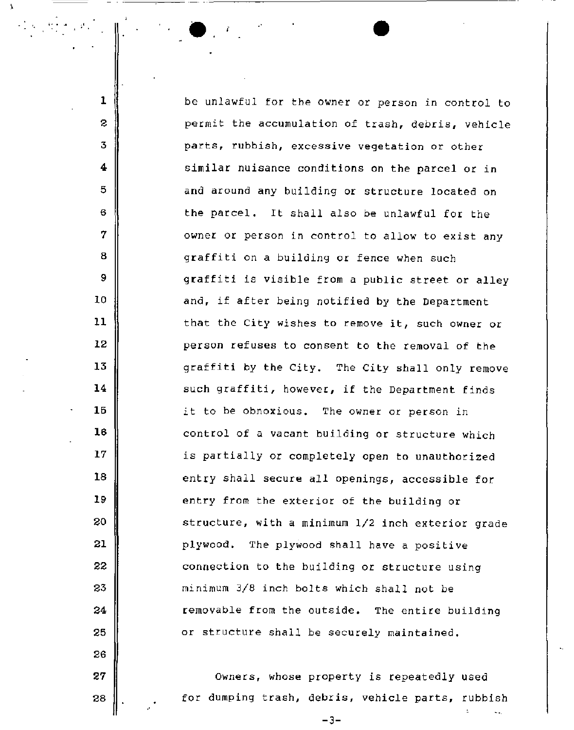be unlawful for the owner or person in control to permit the accumulation of trash, debris, vehicle parts, rubbish, excessive vegetation or other similar nuisance conditions on the parcel or in and around any building or structure located on the parcel. It shall also be unlawful for the owner or person in control to allow to exist any graffiti on a building or fence when such graffiti is visible from a public street or alley and, if after being notified by the Department that the City wishes to remove it, such owner or person refuses to consent to the removal of the graffiti by the City. The City shall only remove such graffiti, however, if the Department finds it to be obnoxious. The owner or person in control of a vacant building or structure which is partially or completely open to unauthorized entry shall secure all openings, accessible for entry from the exterior of the building or structure, with a minimum 1/2 inch exterior grade plywood. The plywood shall have a positive connection to the building or structure using minimum 3/8 inch bolts which shall not be removable from the outside. The entire building or structure shall be securely maintained.

Owners, whose property is repeatedly used for dumping trash, debris, vehicle parts, rubbish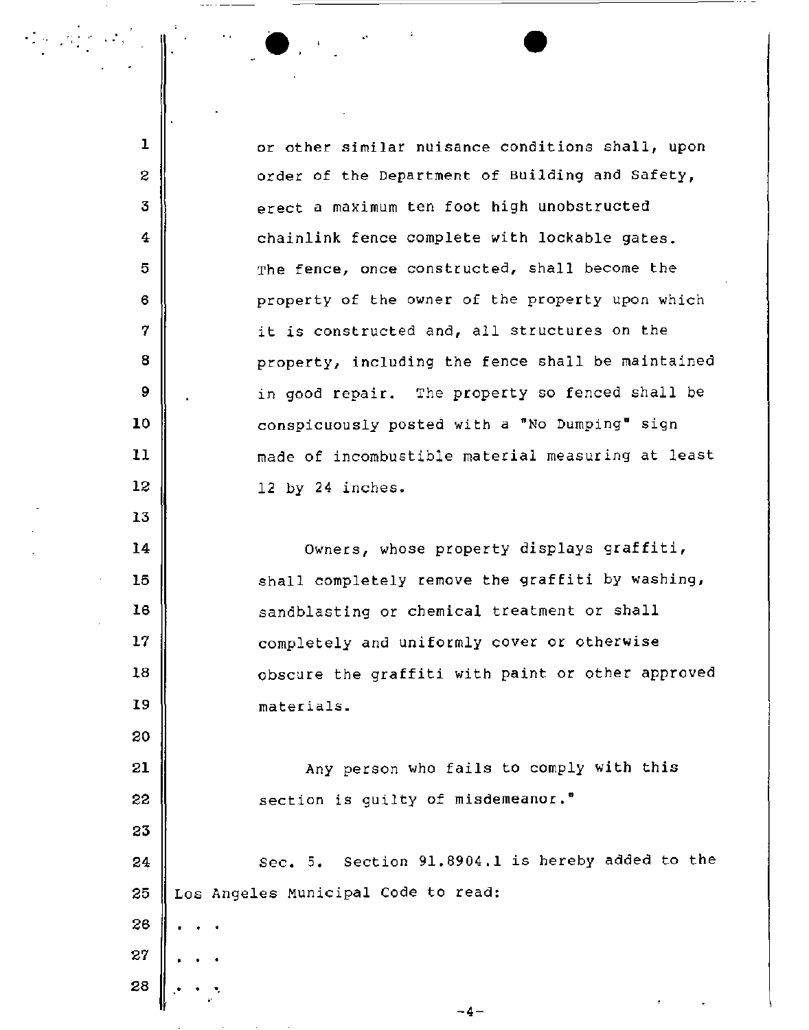or other similar nuisance conditions shall, upon order of the Department of Building and Safety, erect a maximum ten foot high unobstructed chainlink fence complete with lockable gates. The fence, once constructed, shall become the property of the owner of the property upon which it is constructed and, all structures on the property, including the fence shall be maintained in good repair. The property so fenced shall be conspicuously posted with a "No Dumping" sign made of incombustible material measuring at least 12 by 24 inches.

Owners, whose property displays graffiti, shall completely remove the graffiti by washing, sandblasting or chemical treatment or shall completely and uniformly cover or otherwise obscure the graffiti with paint or other approved materials.

Any person who fails to comply with this section is guilty of misdemeanor."

Sec. 5. Section 91.8904.1 is hereby added to the Los Angeles Municipal Code to read:

. . .

. . .

. . .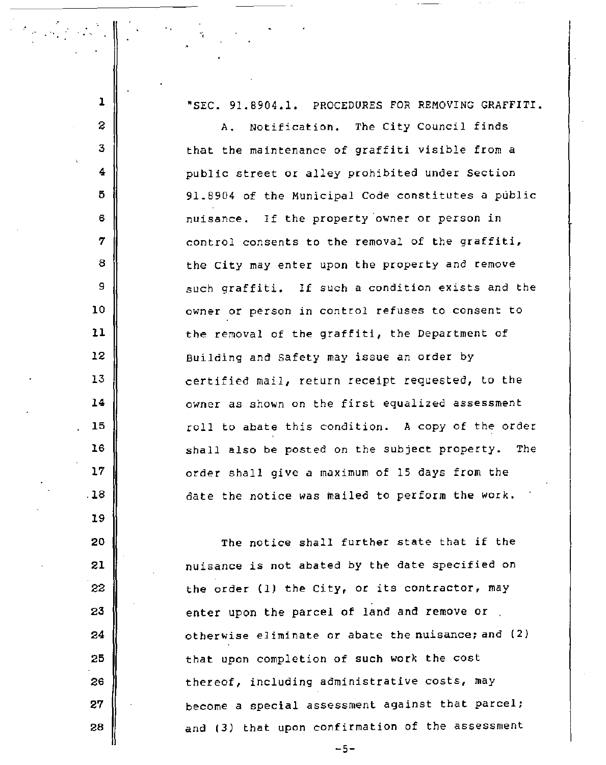"SEC. 91.8904.1. PROCEDURES FOR REMOVING GRAFFITI.

A. Notification. The City Council finds that the maintenance of graffiti visible from a public street or alley prohibited under Section 91.8904 of the Municipal Code constitutes a public nuisance. If the property owner or person in control consents to the removal of the graffiti, the City may enter upon the property and remove such graffiti. If such a condition exists and the owner or person in control refuses to consent to the removal of the graffiti, the Department of Building and Safety may issue an order by certified mail, return receipt requested, to the owner as shown on the first equalized assessment roll to abate this condition. A copy of the order shall also be posted on the subject property. The order shall give a maximum of 15 days from the date the notice was mailed to perform the work.

The notice shall further state that if the nuisance is not abated by the date specified on the order (1) the City, or its contractor, may enter upon the parcel of land and remove or otherwise eliminate or abate the nuisance; and (2) that upon completion of such work the cost thereof, including administrative costs, may become a special assessment against that parcel; and (3) that upon confirmation of the assessment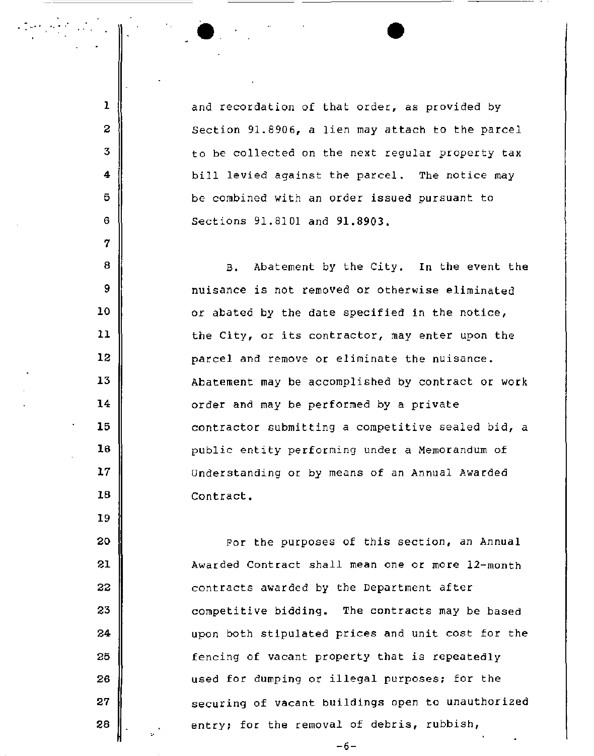and recordation of that order, as provided by Section 91.8906, a lien may attach to the parcel to be collected on the next regular property tax bill levied against the parcel. The notice may be combined with an order issued pursuant to Sections 91.8101 and 91.8903.

B. Abatement by the City. In the event the nuisance is not removed or otherwise eliminated or abated by the date specified in the notice, the City, or its contractor, may enter upon the parcel and remove or eliminate the nuisance. Abatement may be accomplished by contract or work order and may be performed by a private contractor submitting a competitive sealed bid, a public entity performing under a Memorandum of Understanding or by means of an Annual Awarded Contract.

For the purposes of this section, an Annual Awarded Contract shall mean one or more 12-month contracts awarded by the Department after competitive bidding. The contracts may be based upon both stipulated prices and unit cost for the fencing of vacant property that is repeatedly used for dumping or illegal purposes; for the securing of vacant buildings open to unauthorized entry; for the removal of debris, rubbish,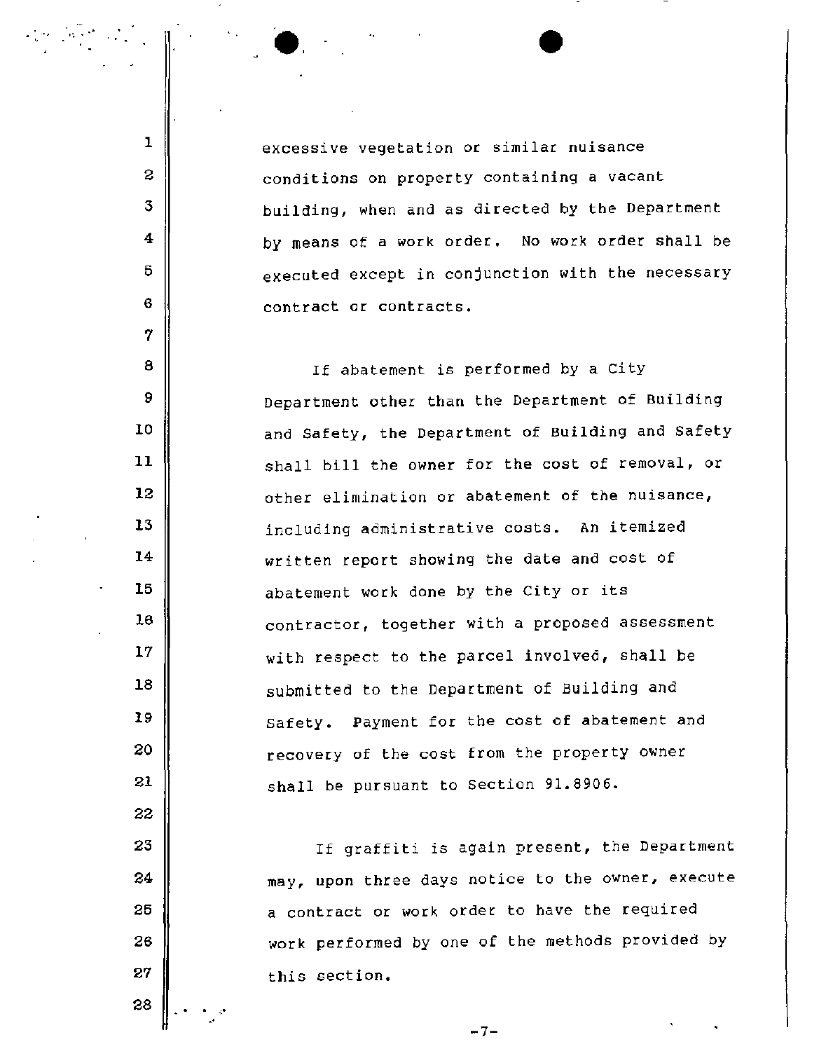excessive vegetation or similar nuisance conditions on property containing a vacant building, when and as directed by the Department by means of a work order. No work order shall be executed except in conjunction with the necessary contract or contracts.

If abatement is performed by a City Department other than the Department of Building and Safety, the Department of Building and Safety shall bill the owner for the cost of removal, or other elimination or abatement of the nuisance, including administrative costs. An itemized written report showing the date and cost of abatement work done by the City or its contractor, together with a proposed assessment with respect to the parcel involved, shall be submitted to the Department of Building and Safety. Payment for the cost of abatement and recovery of the cost from the property owner shall be pursuant to Section 91.8906.

If graffiti is again present, the Department may, upon three days notice to the owner, execute a contract or work order to have the required work performed by one of the methods provided by this section.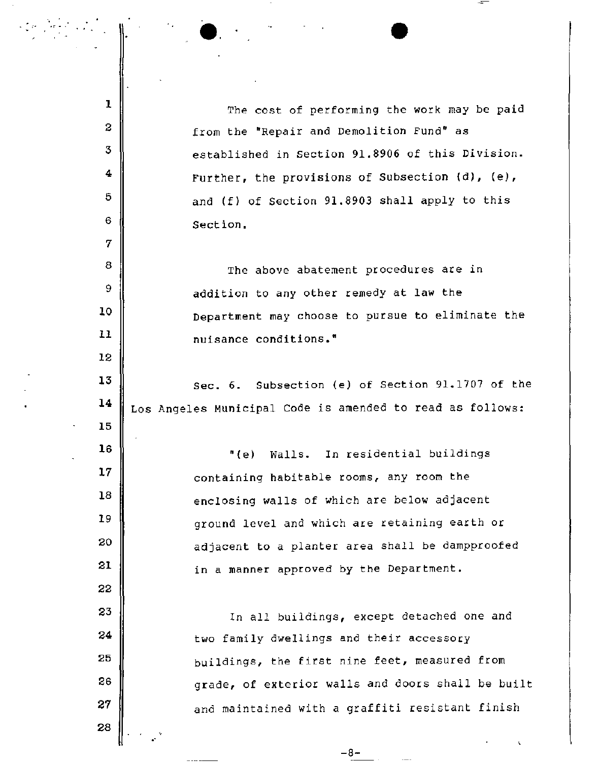The cost of performing the work may be paid from the "Repair and Demolition Fund" as established in Section 91.8906 of this Division. Further, the provisions of Subsection (d), (e), and (f) of Section 91.8903 shall apply to this Section.

The above abatement procedures are in addition to any other remedy at law the Department may choose to pursue to eliminate the nuisance conditions."

Sec. 6. Subsection (e) of Section 91.1707 of the Los Angeles Municipal Code is amended to read as follows:

"(e) Walls. In residential buildings containing habitable rooms, any room the enclosing walls of which are below adjacent ground level and which are retaining earth or adjacent to a planter area shall be dampproofed in a manner approved by the Department.

In all buildings, except detached one and two family dwellings and their accessory buildings, the first nine feet, measured from grade, of exterior walls and doors shall be built and maintained with a graffiti resistant finish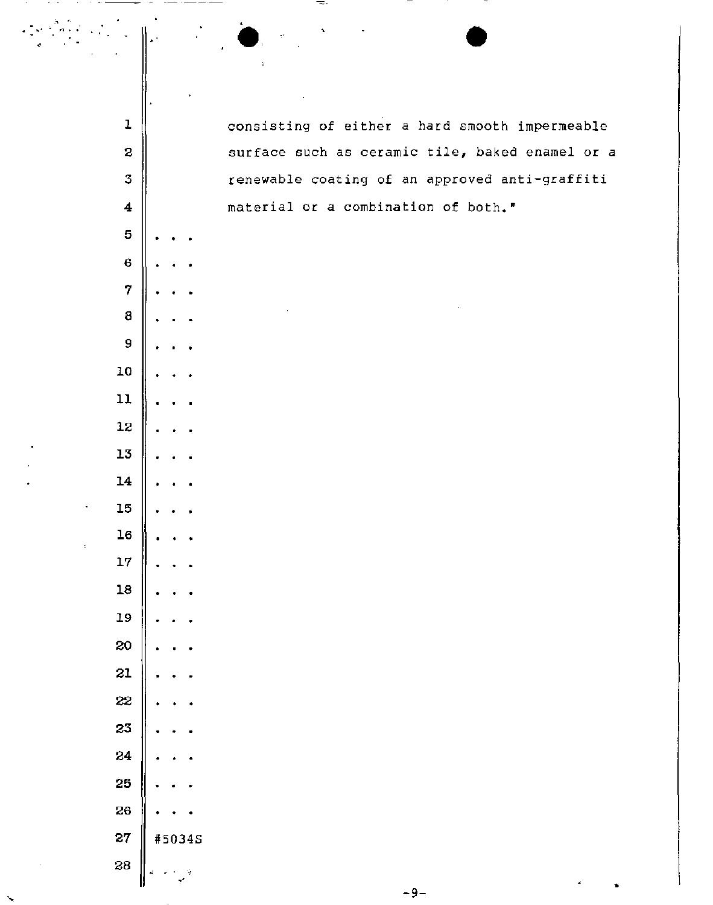consisting of either a hard smooth impermeable surface such as ceramic tile, baked enamel or a renewable coating of an approved anti-graffiti material or a combination of both."

. . .

. . .

. . .

. . .

. . .

. . .

. . .

. . .

. . .

. . .

. . .

. . .

. . .

. . .

. . .

. . .

. . .

. . .

. . .

. . .

. . .

. . .

#5034S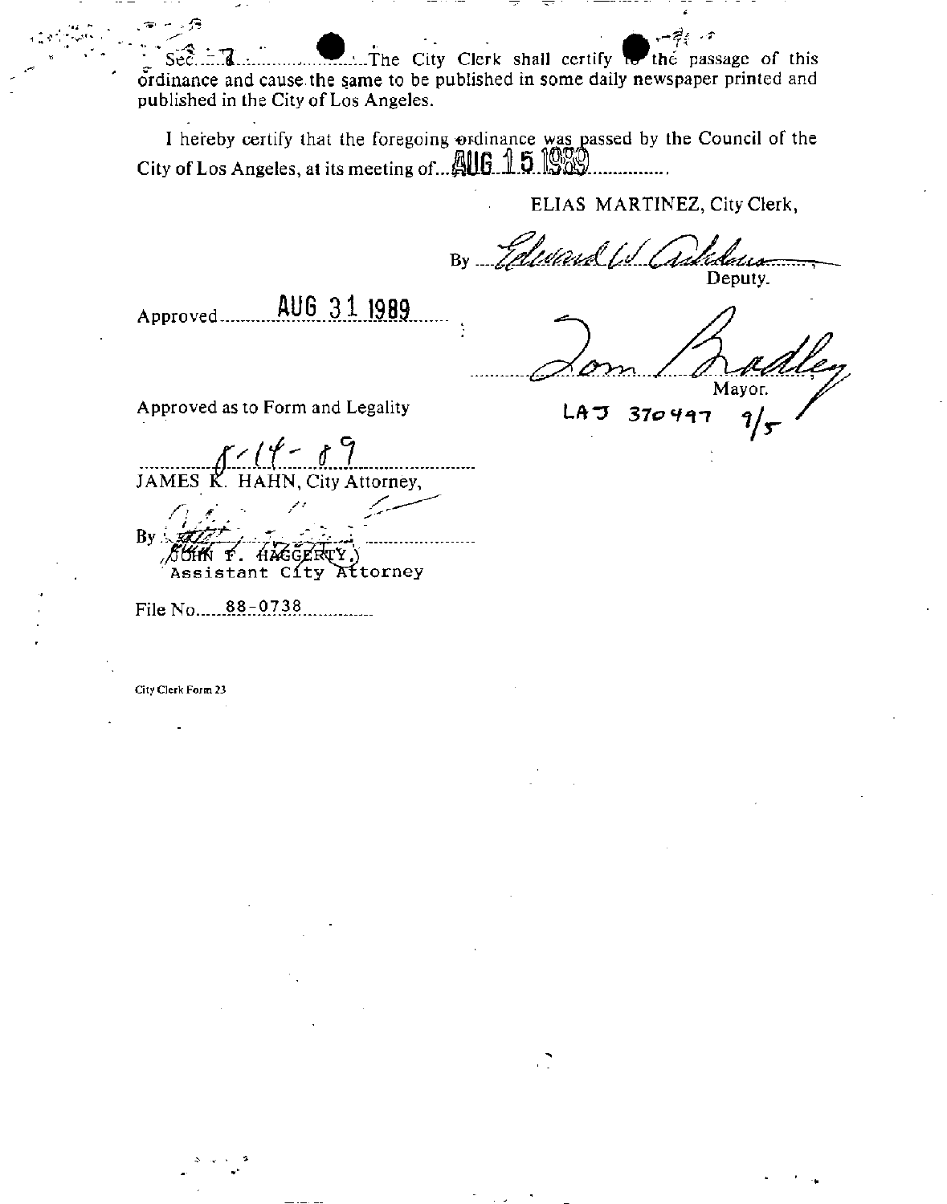Sec. 7 The City Clerk shall certify to the passage of this ordinance and cause the same to be published in some daily newspaper printed and published in the City of Los Angeles.

I hereby certify that the foregoing ordinance was passed by the Council of the City of Los Angeles, at its meeting of AUG 15 1989

ELIAS MARTINEZ, City Clerk,

By Edward W. Aldana
Deputy.

Approved AUG 31 1989

Tom Bradley
Mayor.

LAJ 370497 9/5

Approved as to Form and Legality

8-14-89

JAMES K. HAHN, City Attorney,

By
JOHN F. HAGGERTY,
Assistant City Attorney

File No. 88-0738

City Clerk Form 23